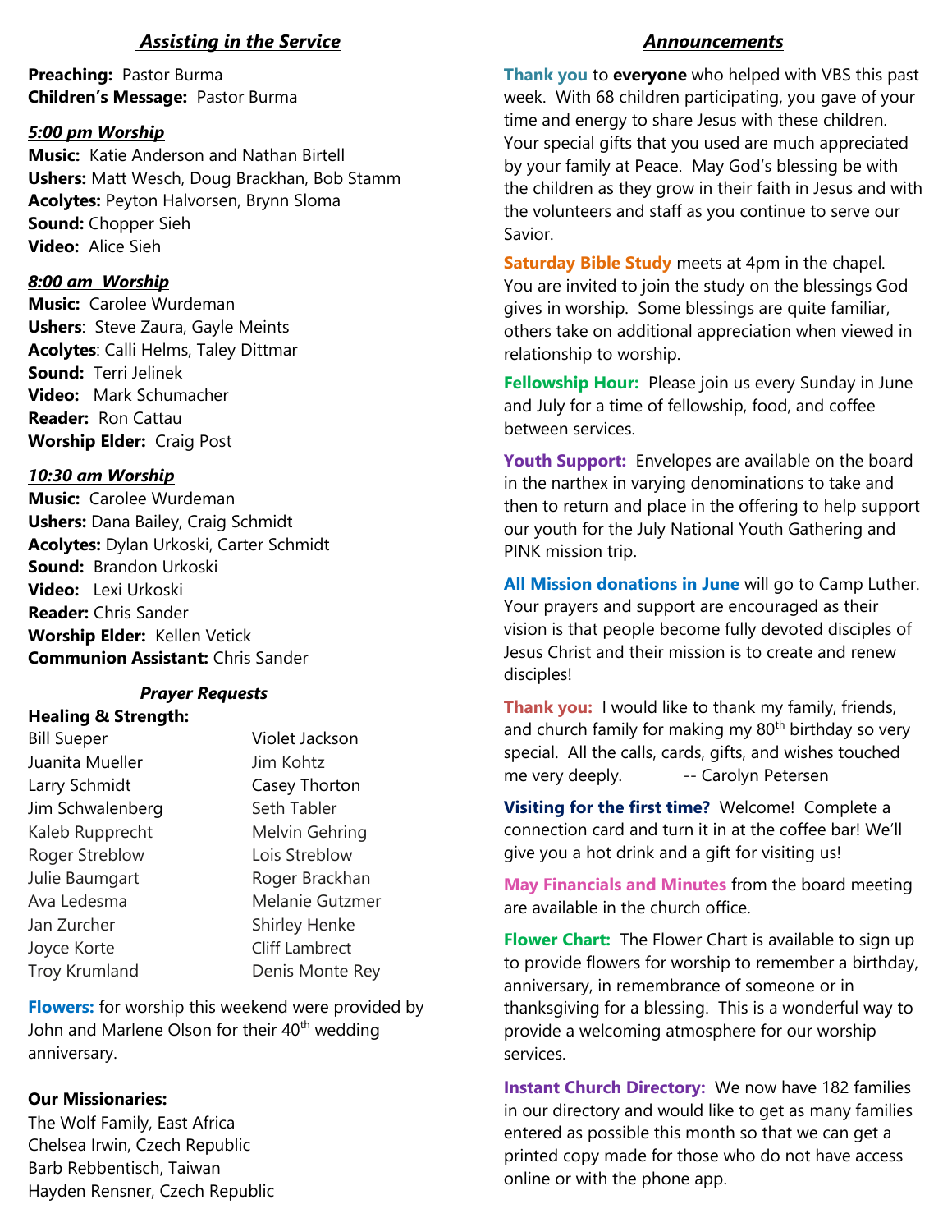## *Assisting in the Service*

**Preaching:** Pastor Burma
**Children's Message:** Pastor Burma

### *5:00 pm Worship*

**Music:** Katie Anderson and Nathan Birtell
**Ushers:** Matt Wesch, Doug Brackhan, Bob Stamm
**Acolytes:** Peyton Halvorsen, Brynn Sloma
**Sound:** Chopper Sieh
**Video:** Alice Sieh

### *8:00 am Worship*

**Music:** Carolee Wurdeman
**Ushers**: Steve Zaura, Gayle Meints
**Acolytes**: Calli Helms, Taley Dittmar
**Sound:** Terri Jelinek
**Video:** Mark Schumacher
**Reader:** Ron Cattau
**Worship Elder:** Craig Post

### *10:30 am Worship*

**Music:** Carolee Wurdeman
**Ushers:** Dana Bailey, Craig Schmidt
**Acolytes:** Dylan Urkoski, Carter Schmidt
**Sound:** Brandon Urkoski
**Video:** Lexi Urkoski
**Reader:** Chris Sander
**Worship Elder:** Kellen Vetick
**Communion Assistant:** Chris Sander

## *Prayer Requests*

**Healing & Strength:**

Bill Sueper
Juanita Mueller
Larry Schmidt
Jim Schwalenberg
Kaleb Rupprecht
Roger Streblow
Julie Baumgart
Ava Ledesma
Jan Zurcher
Joyce Korte
Troy Krumland
Violet Jackson
Jim Kohtz
Casey Thorton
Seth Tabler
Melvin Gehring
Lois Streblow
Roger Brackhan
Melanie Gutzmer
Shirley Henke
Cliff Lambrect
Denis Monte Rey

**Flowers:** for worship this weekend were provided by John and Marlene Olson for their 40th wedding anniversary.

**Our Missionaries:**

The Wolf Family, East Africa
Chelsea Irwin, Czech Republic
Barb Rebbentisch, Taiwan
Hayden Rensner, Czech Republic

## *Announcements*

**Thank you** to **everyone** who helped with VBS this past week. With 68 children participating, you gave of your time and energy to share Jesus with these children. Your special gifts that you used are much appreciated by your family at Peace. May God's blessing be with the children as they grow in their faith in Jesus and with the volunteers and staff as you continue to serve our Savior.

**Saturday Bible Study** meets at 4pm in the chapel. You are invited to join the study on the blessings God gives in worship. Some blessings are quite familiar, others take on additional appreciation when viewed in relationship to worship.

**Fellowship Hour:** Please join us every Sunday in June and July for a time of fellowship, food, and coffee between services.

**Youth Support:** Envelopes are available on the board in the narthex in varying denominations to take and then to return and place in the offering to help support our youth for the July National Youth Gathering and PINK mission trip.

**All Mission donations in June** will go to Camp Luther. Your prayers and support are encouraged as their vision is that people become fully devoted disciples of Jesus Christ and their mission is to create and renew disciples!

**Thank you:** I would like to thank my family, friends, and church family for making my 80th birthday so very special. All the calls, cards, gifts, and wishes touched me very deeply. -- Carolyn Petersen

**Visiting for the first time?** Welcome! Complete a connection card and turn it in at the coffee bar! We'll give you a hot drink and a gift for visiting us!

**May Financials and Minutes** from the board meeting are available in the church office.

**Flower Chart:** The Flower Chart is available to sign up to provide flowers for worship to remember a birthday, anniversary, in remembrance of someone or in thanksgiving for a blessing. This is a wonderful way to provide a welcoming atmosphere for our worship services.

**Instant Church Directory:** We now have 182 families in our directory and would like to get as many families entered as possible this month so that we can get a printed copy made for those who do not have access online or with the phone app.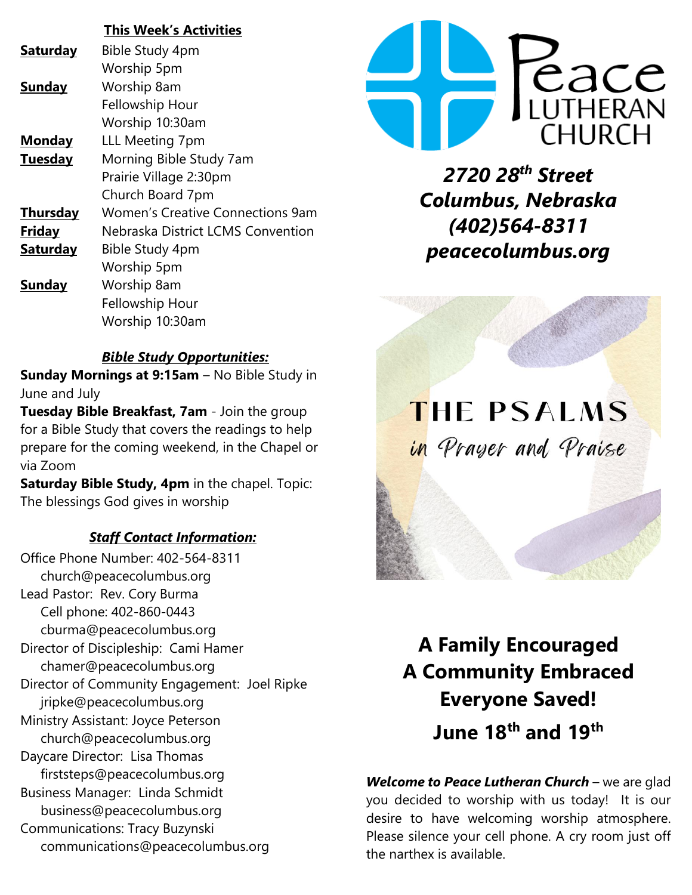## This Week's Activities

| | |
|---|---|
| **Saturday** | Bible Study 4pm |
| | Worship 5pm |
| **Sunday** | Worship 8am |
| | Fellowship Hour |
| | Worship 10:30am |
| **Monday** | LLL Meeting 7pm |
| **Tuesday** | Morning Bible Study 7am |
| | Prairie Village 2:30pm |
| | Church Board 7pm |
| **Thursday** | Women's Creative Connections 9am |
| **Friday** | Nebraska District LCMS Convention |
| **Saturday** | Bible Study 4pm |
| | Worship 5pm |
| **Sunday** | Worship 8am |
| | Fellowship Hour |
| | Worship 10:30am |

### *Bible Study Opportunities:*

**Sunday Mornings at 9:15am** – No Bible Study in June and July

**Tuesday Bible Breakfast, 7am** - Join the group for a Bible Study that covers the readings to help prepare for the coming weekend, in the Chapel or via Zoom

**Saturday Bible Study, 4pm** in the chapel. Topic: The blessings God gives in worship

### *Staff Contact Information:*

Office Phone Number: 402-564-8311
church@peacecolumbus.org

Lead Pastor: Rev. Cory Burma
Cell phone: 402-860-0443
cburma@peacecolumbus.org

Director of Discipleship: Cami Hamer
chamer@peacecolumbus.org

Director of Community Engagement: Joel Ripke
jripke@peacecolumbus.org

Ministry Assistant: Joyce Peterson
church@peacecolumbus.org

Daycare Director: Lisa Thomas
firststeps@peacecolumbus.org

Business Manager: Linda Schmidt
business@peacecolumbus.org

Communications: Tracy Buzynski
communications@peacecolumbus.org

# Peace LUTHERAN CHURCH

***2720 28th Street***
***Columbus, Nebraska***
***(402)564-8311***
***peacecolumbus.org***

THE PSALMS
in Prayer and Praise

## A Family Encouraged
## A Community Embraced
## Everyone Saved!
## June 18th and 19th

***Welcome to Peace Lutheran Church*** – we are glad you decided to worship with us today! It is our desire to have welcoming worship atmosphere. Please silence your cell phone. A cry room just off the narthex is available.